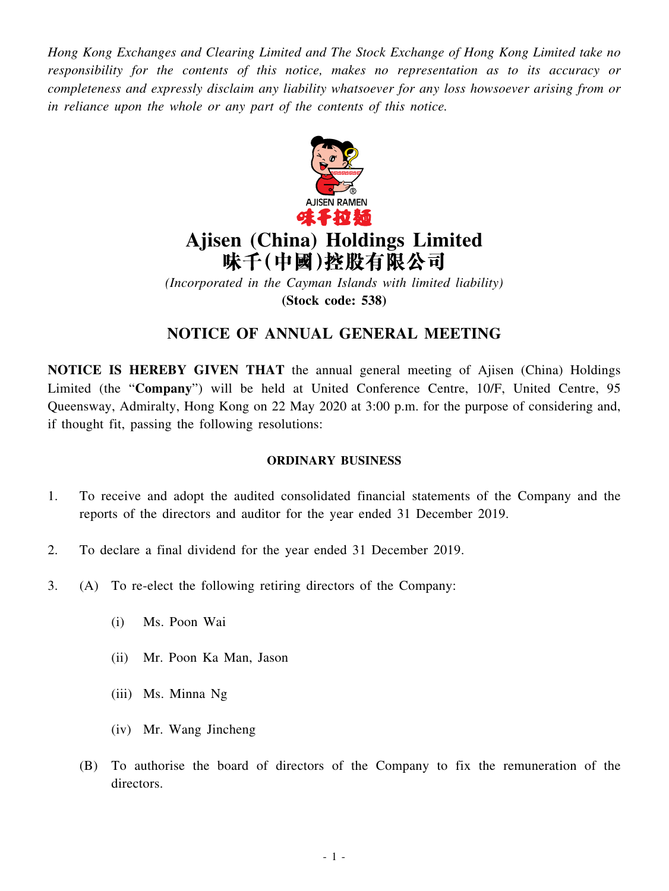*Hong Kong Exchanges and Clearing Limited and The Stock Exchange of Hong Kong Limited take no responsibility for the contents of this notice, makes no representation as to its accuracy or completeness and expressly disclaim any liability whatsoever for any loss howsoever arising from or in reliance upon the whole or any part of the contents of this notice.*

AJISEN RAMEN
味千拉麵

# Ajisen (China) Holdings Limited
# 味千(中國)控股有限公司

*(Incorporated in the Cayman Islands with limited liability)*

**(Stock code: 538)**

## NOTICE OF ANNUAL GENERAL MEETING

**NOTICE IS HEREBY GIVEN THAT** the annual general meeting of Ajisen (China) Holdings Limited (the "**Company**") will be held at United Conference Centre, 10/F, United Centre, 95 Queensway, Admiralty, Hong Kong on 22 May 2020 at 3:00 p.m. for the purpose of considering and, if thought fit, passing the following resolutions:

### ORDINARY BUSINESS

1. To receive and adopt the audited consolidated financial statements of the Company and the reports of the directors and auditor for the year ended 31 December 2019.

2. To declare a final dividend for the year ended 31 December 2019.

3. (A) To re-elect the following retiring directors of the Company:

   (i) Ms. Poon Wai

   (ii) Mr. Poon Ka Man, Jason

   (iii) Ms. Minna Ng

   (iv) Mr. Wang Jincheng

   (B) To authorise the board of directors of the Company to fix the remuneration of the directors.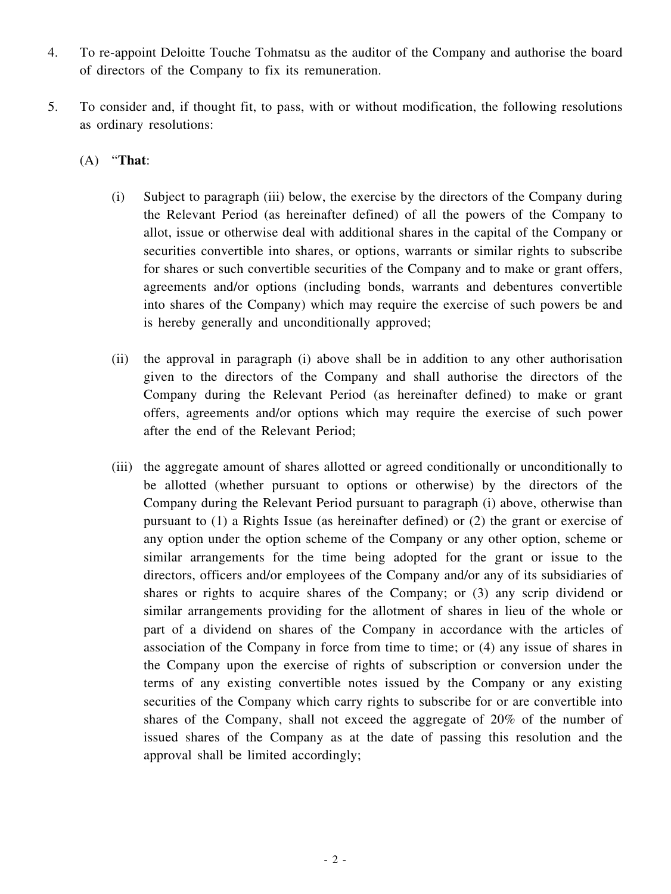4. To re-appoint Deloitte Touche Tohmatsu as the auditor of the Company and authorise the board of directors of the Company to fix its remuneration.

5. To consider and, if thought fit, to pass, with or without modification, the following resolutions as ordinary resolutions:

   (A) "**That**:

   (i) Subject to paragraph (iii) below, the exercise by the directors of the Company during the Relevant Period (as hereinafter defined) of all the powers of the Company to allot, issue or otherwise deal with additional shares in the capital of the Company or securities convertible into shares, or options, warrants or similar rights to subscribe for shares or such convertible securities of the Company and to make or grant offers, agreements and/or options (including bonds, warrants and debentures convertible into shares of the Company) which may require the exercise of such powers be and is hereby generally and unconditionally approved;

   (ii) the approval in paragraph (i) above shall be in addition to any other authorisation given to the directors of the Company and shall authorise the directors of the Company during the Relevant Period (as hereinafter defined) to make or grant offers, agreements and/or options which may require the exercise of such power after the end of the Relevant Period;

   (iii) the aggregate amount of shares allotted or agreed conditionally or unconditionally to be allotted (whether pursuant to options or otherwise) by the directors of the Company during the Relevant Period pursuant to paragraph (i) above, otherwise than pursuant to (1) a Rights Issue (as hereinafter defined) or (2) the grant or exercise of any option under the option scheme of the Company or any other option, scheme or similar arrangements for the time being adopted for the grant or issue to the directors, officers and/or employees of the Company and/or any of its subsidiaries of shares or rights to acquire shares of the Company; or (3) any scrip dividend or similar arrangements providing for the allotment of shares in lieu of the whole or part of a dividend on shares of the Company in accordance with the articles of association of the Company in force from time to time; or (4) any issue of shares in the Company upon the exercise of rights of subscription or conversion under the terms of any existing convertible notes issued by the Company or any existing securities of the Company which carry rights to subscribe for or are convertible into shares of the Company, shall not exceed the aggregate of 20% of the number of issued shares of the Company as at the date of passing this resolution and the approval shall be limited accordingly;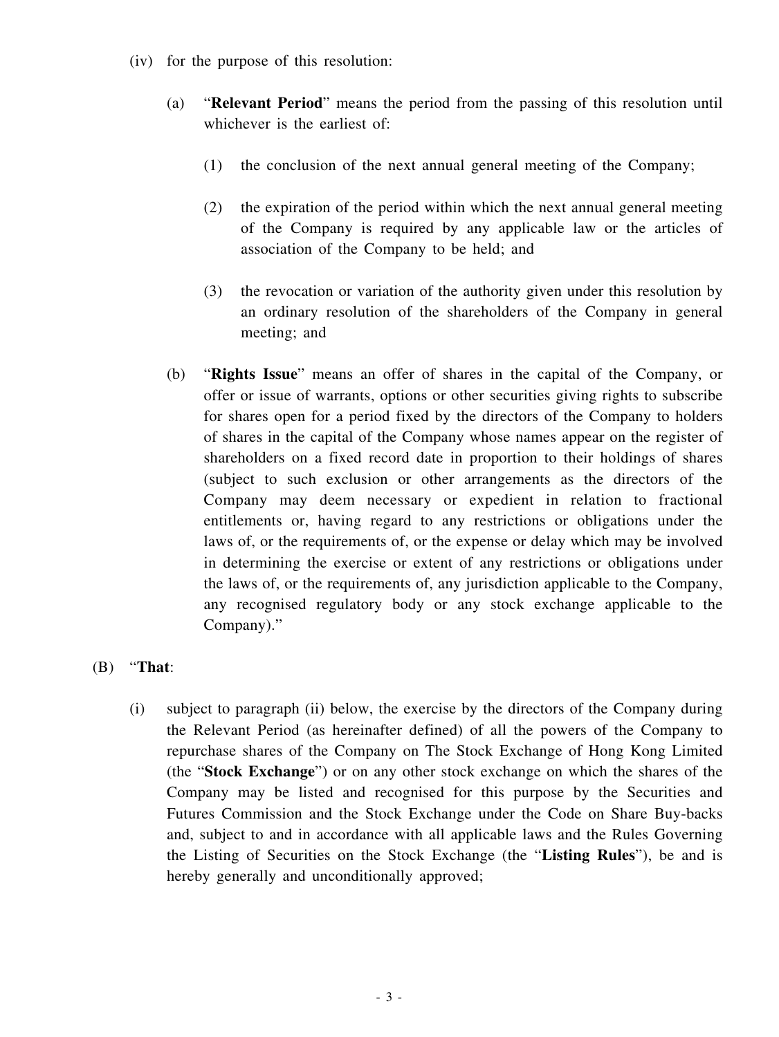(iv) for the purpose of this resolution:

  (a) "**Relevant Period**" means the period from the passing of this resolution until whichever is the earliest of:

    (1) the conclusion of the next annual general meeting of the Company;

    (2) the expiration of the period within which the next annual general meeting of the Company is required by any applicable law or the articles of association of the Company to be held; and

    (3) the revocation or variation of the authority given under this resolution by an ordinary resolution of the shareholders of the Company in general meeting; and

  (b) "**Rights Issue**" means an offer of shares in the capital of the Company, or offer or issue of warrants, options or other securities giving rights to subscribe for shares open for a period fixed by the directors of the Company to holders of shares in the capital of the Company whose names appear on the register of shareholders on a fixed record date in proportion to their holdings of shares (subject to such exclusion or other arrangements as the directors of the Company may deem necessary or expedient in relation to fractional entitlements or, having regard to any restrictions or obligations under the laws of, or the requirements of, or the expense or delay which may be involved in determining the exercise or extent of any restrictions or obligations under the laws of, or the requirements of, any jurisdiction applicable to the Company, any recognised regulatory body or any stock exchange applicable to the Company)."

(B) "**That**:

  (i) subject to paragraph (ii) below, the exercise by the directors of the Company during the Relevant Period (as hereinafter defined) of all the powers of the Company to repurchase shares of the Company on The Stock Exchange of Hong Kong Limited (the "**Stock Exchange**") or on any other stock exchange on which the shares of the Company may be listed and recognised for this purpose by the Securities and Futures Commission and the Stock Exchange under the Code on Share Buy-backs and, subject to and in accordance with all applicable laws and the Rules Governing the Listing of Securities on the Stock Exchange (the "**Listing Rules**"), be and is hereby generally and unconditionally approved;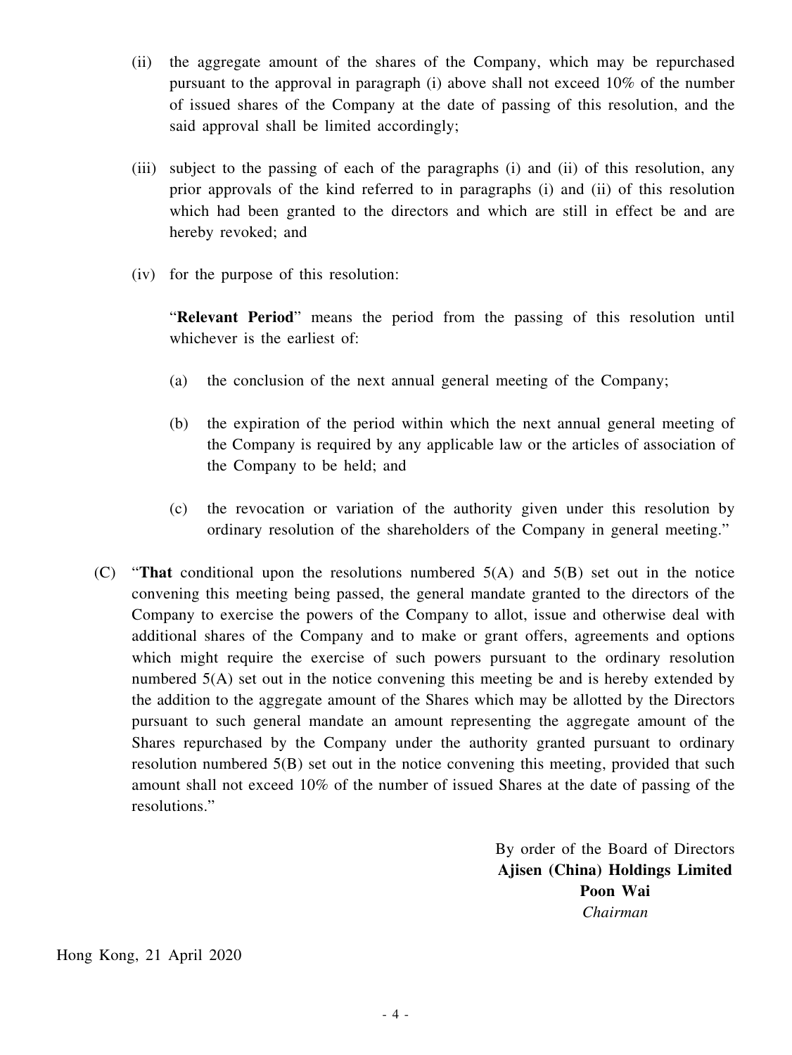(ii) the aggregate amount of the shares of the Company, which may be repurchased pursuant to the approval in paragraph (i) above shall not exceed 10% of the number of issued shares of the Company at the date of passing of this resolution, and the said approval shall be limited accordingly;

(iii) subject to the passing of each of the paragraphs (i) and (ii) of this resolution, any prior approvals of the kind referred to in paragraphs (i) and (ii) of this resolution which had been granted to the directors and which are still in effect be and are hereby revoked; and

(iv) for the purpose of this resolution:

"**Relevant Period**" means the period from the passing of this resolution until whichever is the earliest of:

(a) the conclusion of the next annual general meeting of the Company;

(b) the expiration of the period within which the next annual general meeting of the Company is required by any applicable law or the articles of association of the Company to be held; and

(c) the revocation or variation of the authority given under this resolution by ordinary resolution of the shareholders of the Company in general meeting."

(C) "**That** conditional upon the resolutions numbered 5(A) and 5(B) set out in the notice convening this meeting being passed, the general mandate granted to the directors of the Company to exercise the powers of the Company to allot, issue and otherwise deal with additional shares of the Company and to make or grant offers, agreements and options which might require the exercise of such powers pursuant to the ordinary resolution numbered 5(A) set out in the notice convening this meeting be and is hereby extended by the addition to the aggregate amount of the Shares which may be allotted by the Directors pursuant to such general mandate an amount representing the aggregate amount of the Shares repurchased by the Company under the authority granted pursuant to ordinary resolution numbered 5(B) set out in the notice convening this meeting, provided that such amount shall not exceed 10% of the number of issued Shares at the date of passing of the resolutions."

By order of the Board of Directors
**Ajisen (China) Holdings Limited**
**Poon Wai**
*Chairman*

Hong Kong, 21 April 2020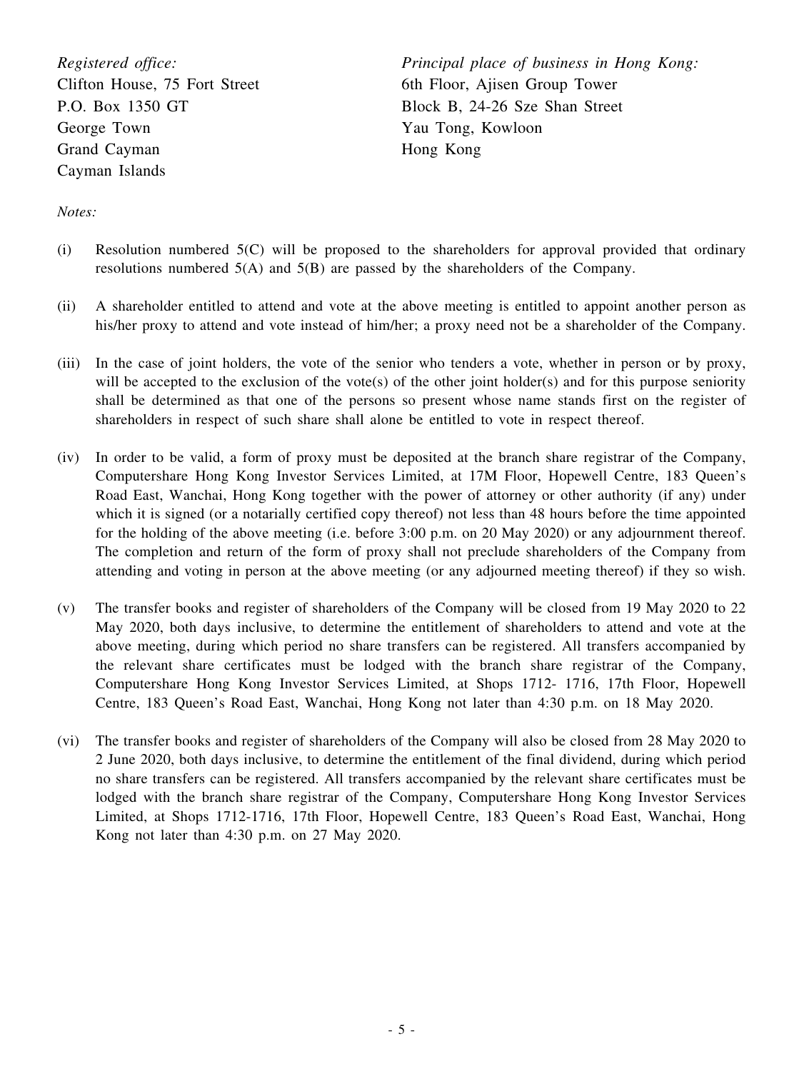*Registered office:*
Clifton House, 75 Fort Street
P.O. Box 1350 GT
George Town
Grand Cayman
Cayman Islands

*Principal place of business in Hong Kong:*
6th Floor, Ajisen Group Tower
Block B, 24-26 Sze Shan Street
Yau Tong, Kowloon
Hong Kong

*Notes:*

(i) Resolution numbered 5(C) will be proposed to the shareholders for approval provided that ordinary resolutions numbered 5(A) and 5(B) are passed by the shareholders of the Company.

(ii) A shareholder entitled to attend and vote at the above meeting is entitled to appoint another person as his/her proxy to attend and vote instead of him/her; a proxy need not be a shareholder of the Company.

(iii) In the case of joint holders, the vote of the senior who tenders a vote, whether in person or by proxy, will be accepted to the exclusion of the vote(s) of the other joint holder(s) and for this purpose seniority shall be determined as that one of the persons so present whose name stands first on the register of shareholders in respect of such share shall alone be entitled to vote in respect thereof.

(iv) In order to be valid, a form of proxy must be deposited at the branch share registrar of the Company, Computershare Hong Kong Investor Services Limited, at 17M Floor, Hopewell Centre, 183 Queen's Road East, Wanchai, Hong Kong together with the power of attorney or other authority (if any) under which it is signed (or a notarially certified copy thereof) not less than 48 hours before the time appointed for the holding of the above meeting (i.e. before 3:00 p.m. on 20 May 2020) or any adjournment thereof. The completion and return of the form of proxy shall not preclude shareholders of the Company from attending and voting in person at the above meeting (or any adjourned meeting thereof) if they so wish.

(v) The transfer books and register of shareholders of the Company will be closed from 19 May 2020 to 22 May 2020, both days inclusive, to determine the entitlement of shareholders to attend and vote at the above meeting, during which period no share transfers can be registered. All transfers accompanied by the relevant share certificates must be lodged with the branch share registrar of the Company, Computershare Hong Kong Investor Services Limited, at Shops 1712- 1716, 17th Floor, Hopewell Centre, 183 Queen's Road East, Wanchai, Hong Kong not later than 4:30 p.m. on 18 May 2020.

(vi) The transfer books and register of shareholders of the Company will also be closed from 28 May 2020 to 2 June 2020, both days inclusive, to determine the entitlement of the final dividend, during which period no share transfers can be registered. All transfers accompanied by the relevant share certificates must be lodged with the branch share registrar of the Company, Computershare Hong Kong Investor Services Limited, at Shops 1712-1716, 17th Floor, Hopewell Centre, 183 Queen's Road East, Wanchai, Hong Kong not later than 4:30 p.m. on 27 May 2020.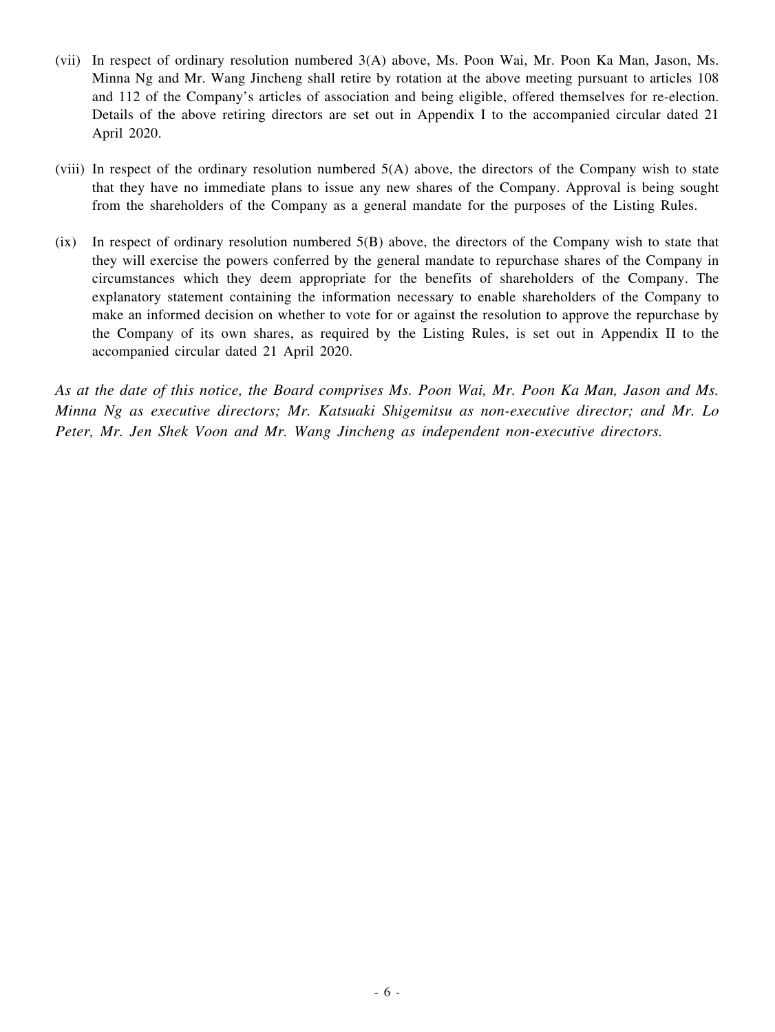(vii) In respect of ordinary resolution numbered 3(A) above, Ms. Poon Wai, Mr. Poon Ka Man, Jason, Ms. Minna Ng and Mr. Wang Jincheng shall retire by rotation at the above meeting pursuant to articles 108 and 112 of the Company's articles of association and being eligible, offered themselves for re-election. Details of the above retiring directors are set out in Appendix I to the accompanied circular dated 21 April 2020.

(viii) In respect of the ordinary resolution numbered 5(A) above, the directors of the Company wish to state that they have no immediate plans to issue any new shares of the Company. Approval is being sought from the shareholders of the Company as a general mandate for the purposes of the Listing Rules.

(ix) In respect of ordinary resolution numbered 5(B) above, the directors of the Company wish to state that they will exercise the powers conferred by the general mandate to repurchase shares of the Company in circumstances which they deem appropriate for the benefits of shareholders of the Company. The explanatory statement containing the information necessary to enable shareholders of the Company to make an informed decision on whether to vote for or against the resolution to approve the repurchase by the Company of its own shares, as required by the Listing Rules, is set out in Appendix II to the accompanied circular dated 21 April 2020.

*As at the date of this notice, the Board comprises Ms. Poon Wai, Mr. Poon Ka Man, Jason and Ms. Minna Ng as executive directors; Mr. Katsuaki Shigemitsu as non-executive director; and Mr. Lo Peter, Mr. Jen Shek Voon and Mr. Wang Jincheng as independent non-executive directors.*